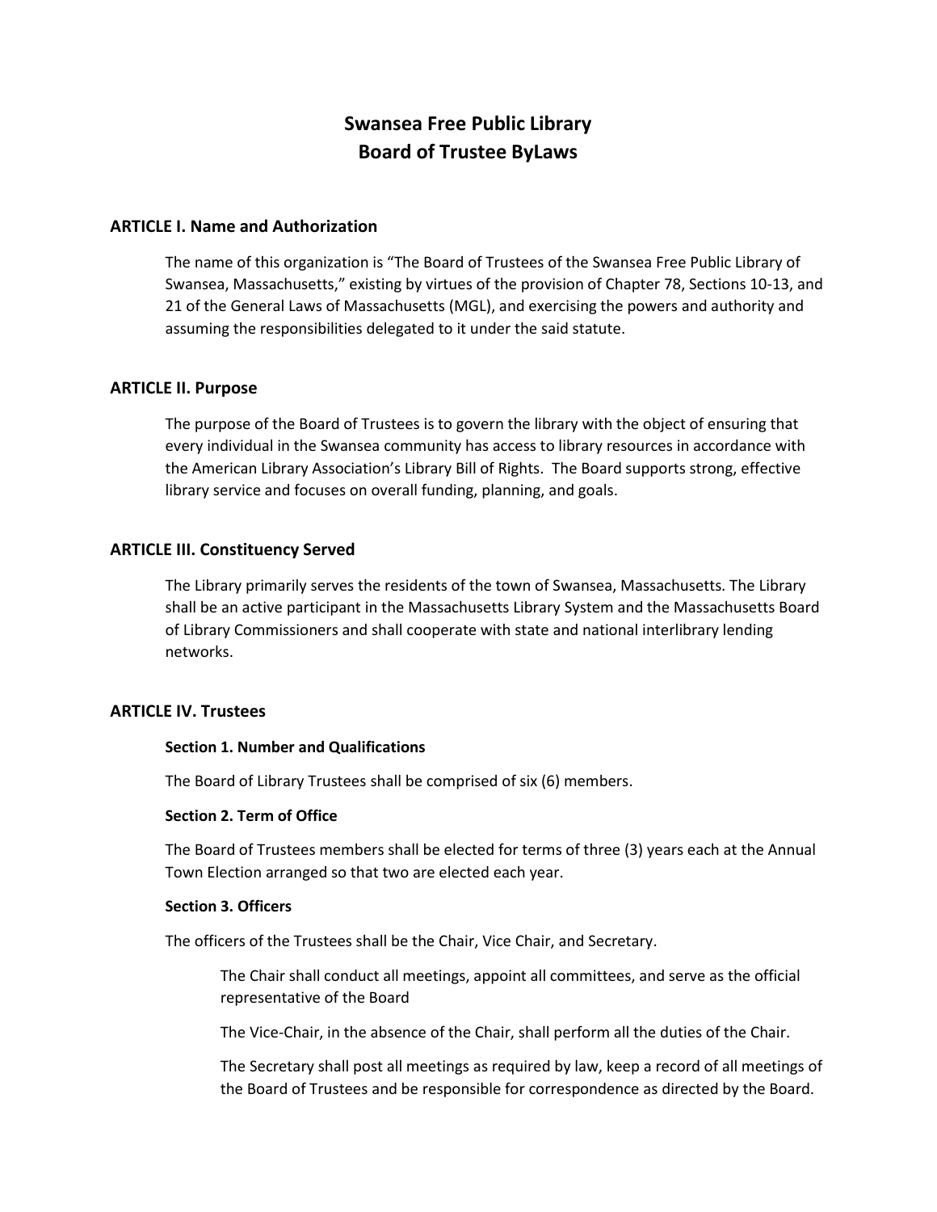# Swansea Free Public Library
# Board of Trustee ByLaws

## ARTICLE I. Name and Authorization

The name of this organization is "The Board of Trustees of the Swansea Free Public Library of Swansea, Massachusetts," existing by virtues of the provision of Chapter 78, Sections 10-13, and 21 of the General Laws of Massachusetts (MGL), and exercising the powers and authority and assuming the responsibilities delegated to it under the said statute.

## ARTICLE II. Purpose

The purpose of the Board of Trustees is to govern the library with the object of ensuring that every individual in the Swansea community has access to library resources in accordance with the American Library Association's Library Bill of Rights. The Board supports strong, effective library service and focuses on overall funding, planning, and goals.

## ARTICLE III. Constituency Served

The Library primarily serves the residents of the town of Swansea, Massachusetts. The Library shall be an active participant in the Massachusetts Library System and the Massachusetts Board of Library Commissioners and shall cooperate with state and national interlibrary lending networks.

## ARTICLE IV. Trustees

### Section 1. Number and Qualifications

The Board of Library Trustees shall be comprised of six (6) members.

### Section 2. Term of Office

The Board of Trustees members shall be elected for terms of three (3) years each at the Annual Town Election arranged so that two are elected each year.

### Section 3. Officers

The officers of the Trustees shall be the Chair, Vice Chair, and Secretary.

The Chair shall conduct all meetings, appoint all committees, and serve as the official representative of the Board

The Vice-Chair, in the absence of the Chair, shall perform all the duties of the Chair.

The Secretary shall post all meetings as required by law, keep a record of all meetings of the Board of Trustees and be responsible for correspondence as directed by the Board.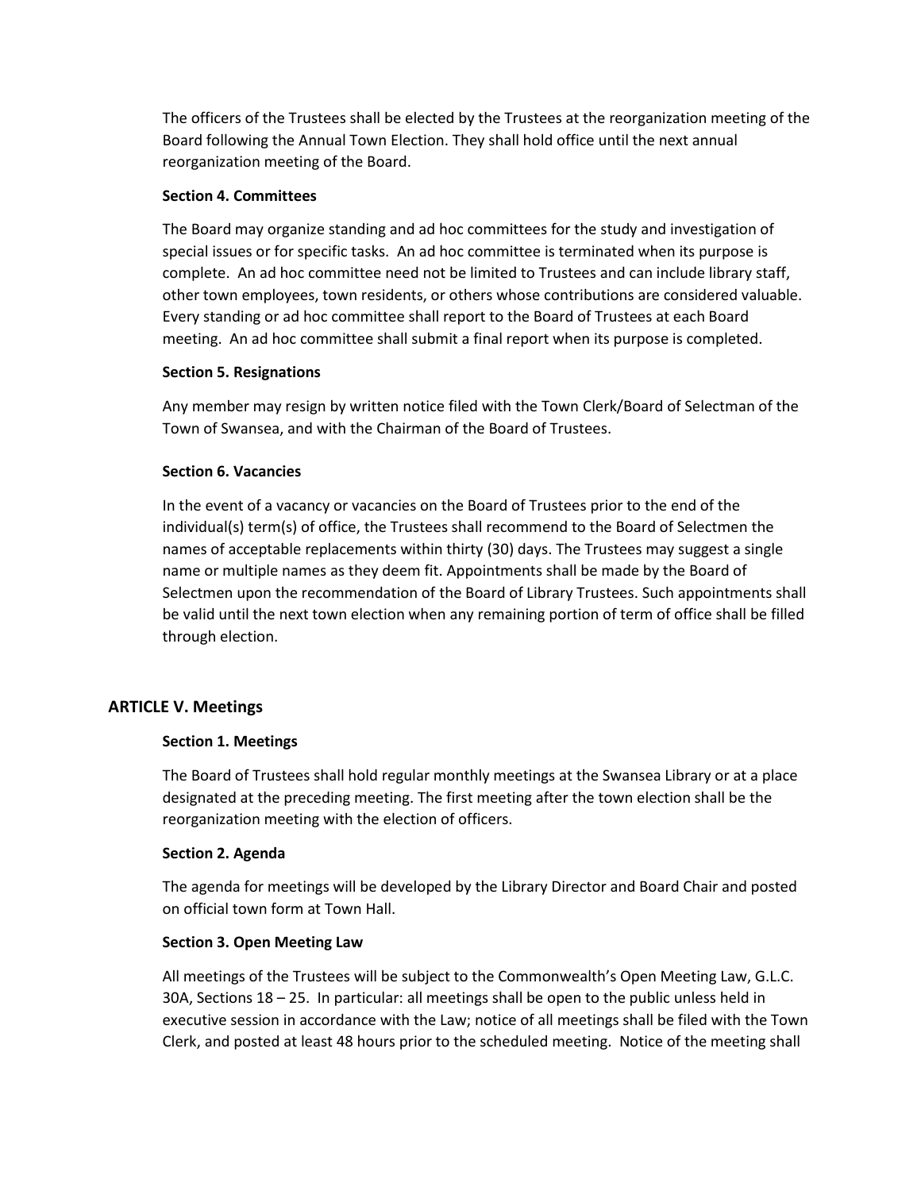The officers of the Trustees shall be elected by the Trustees at the reorganization meeting of the Board following the Annual Town Election. They shall hold office until the next annual reorganization meeting of the Board.

**Section 4. Committees**

The Board may organize standing and ad hoc committees for the study and investigation of special issues or for specific tasks. An ad hoc committee is terminated when its purpose is complete. An ad hoc committee need not be limited to Trustees and can include library staff, other town employees, town residents, or others whose contributions are considered valuable. Every standing or ad hoc committee shall report to the Board of Trustees at each Board meeting. An ad hoc committee shall submit a final report when its purpose is completed.

**Section 5. Resignations**

Any member may resign by written notice filed with the Town Clerk/Board of Selectman of the Town of Swansea, and with the Chairman of the Board of Trustees.

**Section 6. Vacancies**

In the event of a vacancy or vacancies on the Board of Trustees prior to the end of the individual(s) term(s) of office, the Trustees shall recommend to the Board of Selectmen the names of acceptable replacements within thirty (30) days. The Trustees may suggest a single name or multiple names as they deem fit. Appointments shall be made by the Board of Selectmen upon the recommendation of the Board of Library Trustees. Such appointments shall be valid until the next town election when any remaining portion of term of office shall be filled through election.

## ARTICLE V. Meetings

**Section 1. Meetings**

The Board of Trustees shall hold regular monthly meetings at the Swansea Library or at a place designated at the preceding meeting. The first meeting after the town election shall be the reorganization meeting with the election of officers.

**Section 2. Agenda**

The agenda for meetings will be developed by the Library Director and Board Chair and posted on official town form at Town Hall.

**Section 3. Open Meeting Law**

All meetings of the Trustees will be subject to the Commonwealth's Open Meeting Law, G.L.C. 30A, Sections 18 – 25. In particular: all meetings shall be open to the public unless held in executive session in accordance with the Law; notice of all meetings shall be filed with the Town Clerk, and posted at least 48 hours prior to the scheduled meeting. Notice of the meeting shall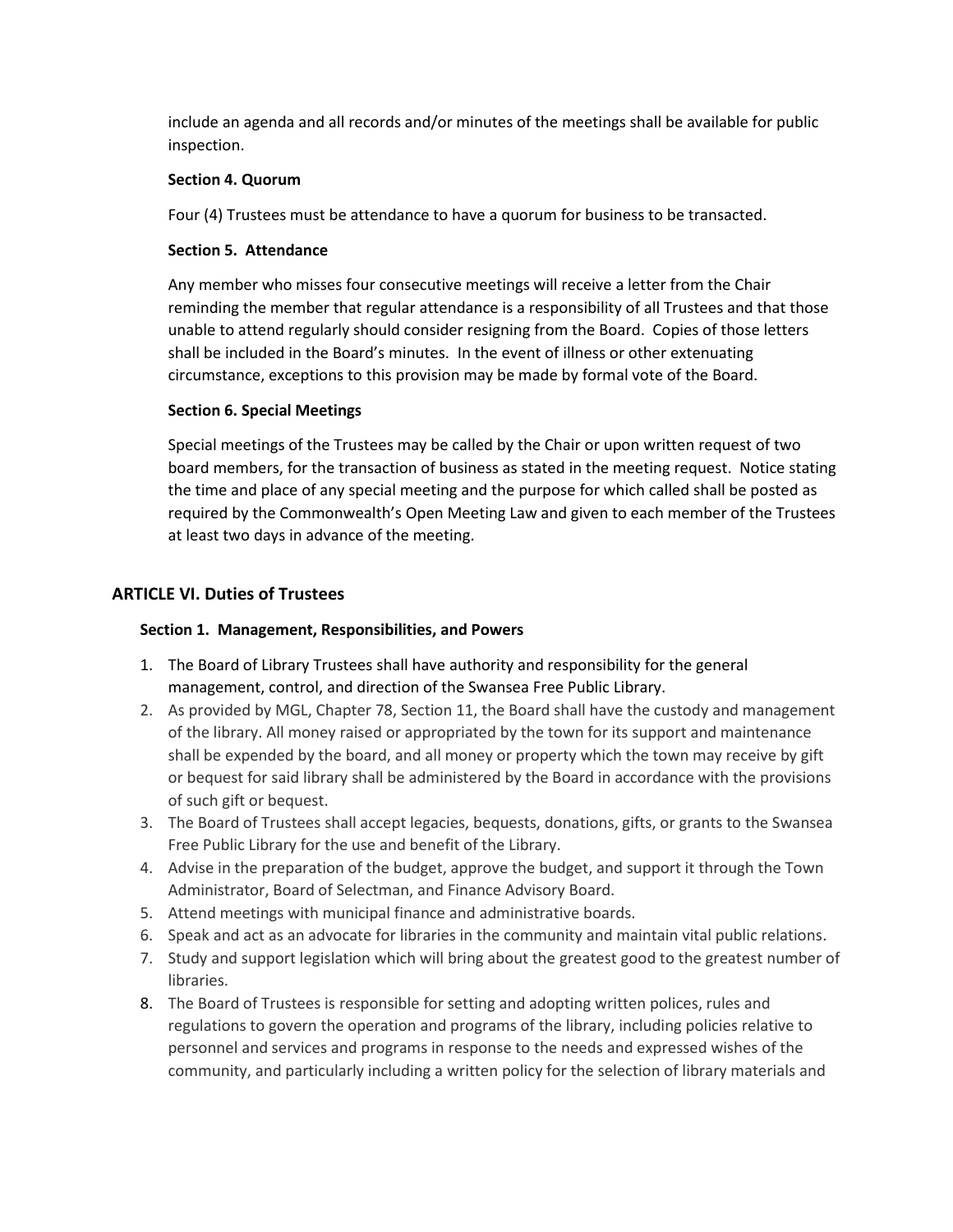include an agenda and all records and/or minutes of the meetings shall be available for public inspection.

### Section 4. Quorum

Four (4) Trustees must be attendance to have a quorum for business to be transacted.

### Section 5. Attendance

Any member who misses four consecutive meetings will receive a letter from the Chair reminding the member that regular attendance is a responsibility of all Trustees and that those unable to attend regularly should consider resigning from the Board. Copies of those letters shall be included in the Board's minutes. In the event of illness or other extenuating circumstance, exceptions to this provision may be made by formal vote of the Board.

### Section 6. Special Meetings

Special meetings of the Trustees may be called by the Chair or upon written request of two board members, for the transaction of business as stated in the meeting request. Notice stating the time and place of any special meeting and the purpose for which called shall be posted as required by the Commonwealth's Open Meeting Law and given to each member of the Trustees at least two days in advance of the meeting.

## ARTICLE VI. Duties of Trustees

### Section 1. Management, Responsibilities, and Powers

1. The Board of Library Trustees shall have authority and responsibility for the general management, control, and direction of the Swansea Free Public Library.
2. As provided by MGL, Chapter 78, Section 11, the Board shall have the custody and management of the library. All money raised or appropriated by the town for its support and maintenance shall be expended by the board, and all money or property which the town may receive by gift or bequest for said library shall be administered by the Board in accordance with the provisions of such gift or bequest.
3. The Board of Trustees shall accept legacies, bequests, donations, gifts, or grants to the Swansea Free Public Library for the use and benefit of the Library.
4. Advise in the preparation of the budget, approve the budget, and support it through the Town Administrator, Board of Selectman, and Finance Advisory Board.
5. Attend meetings with municipal finance and administrative boards.
6. Speak and act as an advocate for libraries in the community and maintain vital public relations.
7. Study and support legislation which will bring about the greatest good to the greatest number of libraries.
8. The Board of Trustees is responsible for setting and adopting written polices, rules and regulations to govern the operation and programs of the library, including policies relative to personnel and services and programs in response to the needs and expressed wishes of the community, and particularly including a written policy for the selection of library materials and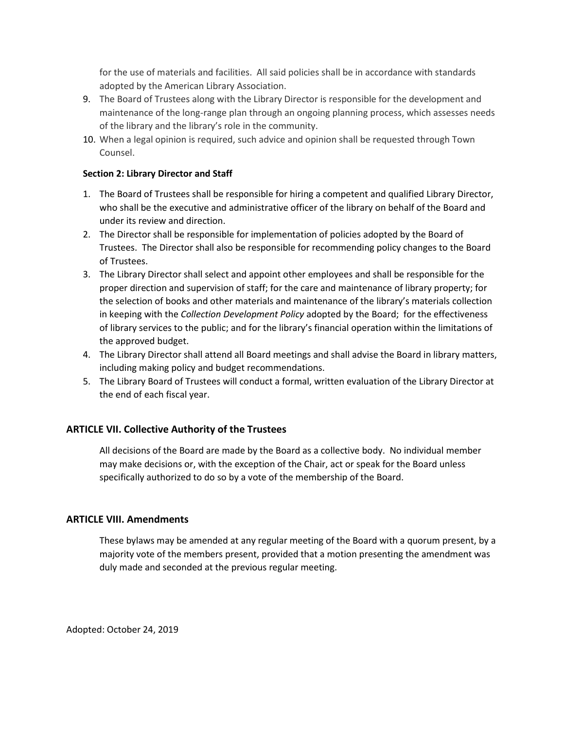for the use of materials and facilities. All said policies shall be in accordance with standards adopted by the American Library Association.

9. The Board of Trustees along with the Library Director is responsible for the development and maintenance of the long-range plan through an ongoing planning process, which assesses needs of the library and the library's role in the community.
10. When a legal opinion is required, such advice and opinion shall be requested through Town Counsel.

**Section 2: Library Director and Staff**

1. The Board of Trustees shall be responsible for hiring a competent and qualified Library Director, who shall be the executive and administrative officer of the library on behalf of the Board and under its review and direction.
2. The Director shall be responsible for implementation of policies adopted by the Board of Trustees. The Director shall also be responsible for recommending policy changes to the Board of Trustees.
3. The Library Director shall select and appoint other employees and shall be responsible for the proper direction and supervision of staff; for the care and maintenance of library property; for the selection of books and other materials and maintenance of the library's materials collection in keeping with the *Collection Development Policy* adopted by the Board; for the effectiveness of library services to the public; and for the library's financial operation within the limitations of the approved budget.
4. The Library Director shall attend all Board meetings and shall advise the Board in library matters, including making policy and budget recommendations.
5. The Library Board of Trustees will conduct a formal, written evaluation of the Library Director at the end of each fiscal year.

## ARTICLE VII. Collective Authority of the Trustees

All decisions of the Board are made by the Board as a collective body. No individual member may make decisions or, with the exception of the Chair, act or speak for the Board unless specifically authorized to do so by a vote of the membership of the Board.

## ARTICLE VIII. Amendments

These bylaws may be amended at any regular meeting of the Board with a quorum present, by a majority vote of the members present, provided that a motion presenting the amendment was duly made and seconded at the previous regular meeting.

Adopted: October 24, 2019